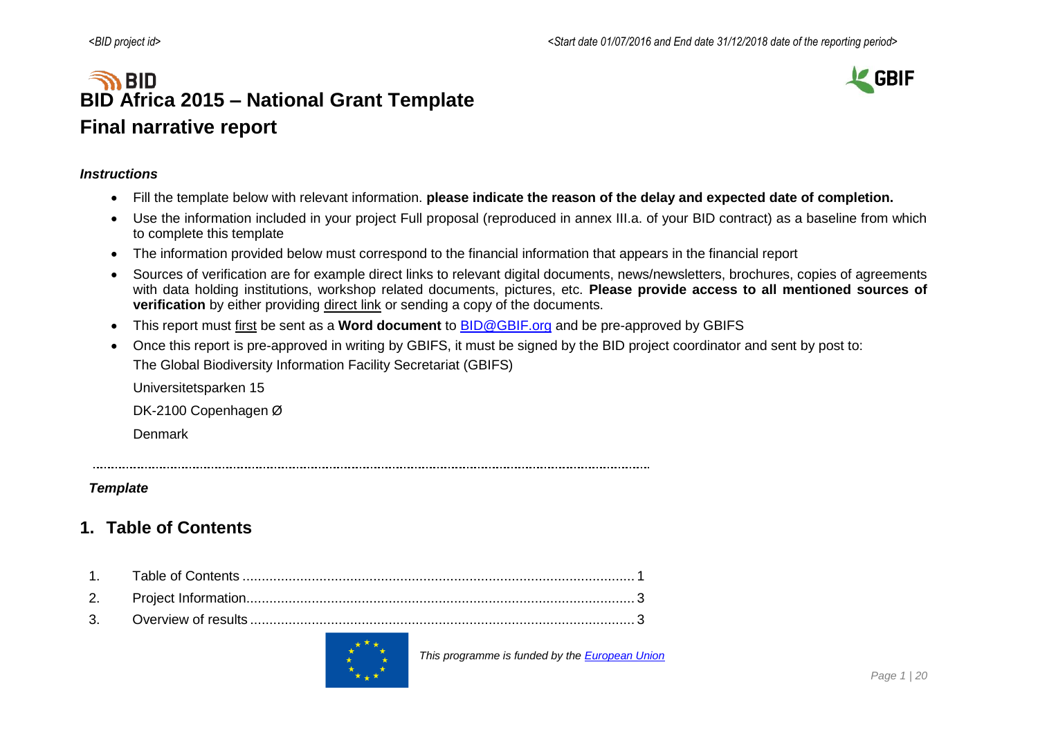# BID Africa 2015 – National Grant Template

# Final narrative report

***Instructions***

- Fill the template below with relevant information. **please indicate the reason of the delay and expected date of completion.**
- Use the information included in your project Full proposal (reproduced in annex III.a. of your BID contract) as a baseline from which to complete this template
- The information provided below must correspond to the financial information that appears in the financial report
- Sources of verification are for example direct links to relevant digital documents, news/newsletters, brochures, copies of agreements with data holding institutions, workshop related documents, pictures, etc. **Please provide access to all mentioned sources of verification** by either providing direct link or sending a copy of the documents.
- This report must first be sent as a **Word document** to [BID@GBIF.org](mailto:BID@GBIF.org) and be pre-approved by GBIFS
- Once this report is pre-approved in writing by GBIFS, it must be signed by the BID project coordinator and sent by post to:

  The Global Biodiversity Information Facility Secretariat (GBIFS)

  Universitetsparken 15

  DK-2100 Copenhagen Ø

  Denmark

***Template***

## 1. Table of Contents

1. Table of Contents ........ 1
2. Project Information ........ 3
3. Overview of results ........ 3

*This programme is funded by the European Union*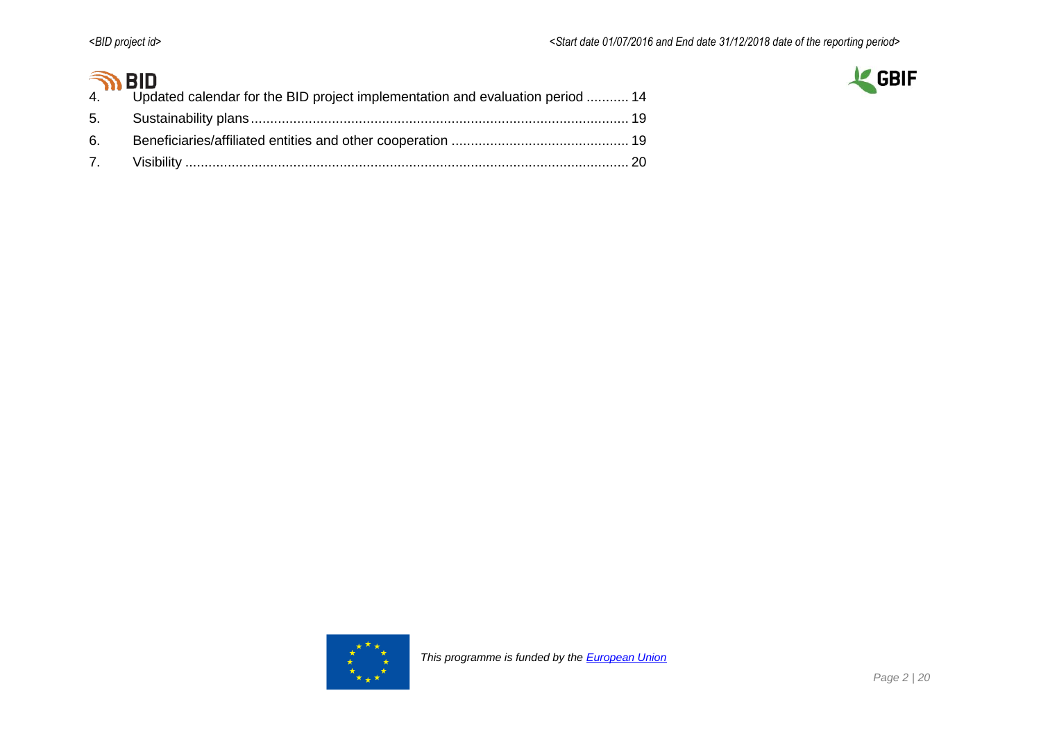4. Updated calendar for the BID project implementation and evaluation period ........... 14
5. Sustainability plans ........................................................................................ 19
6. Beneficiaries/affiliated entities and other cooperation ............................................. 19
7. Visibility ...................................................................................................... 20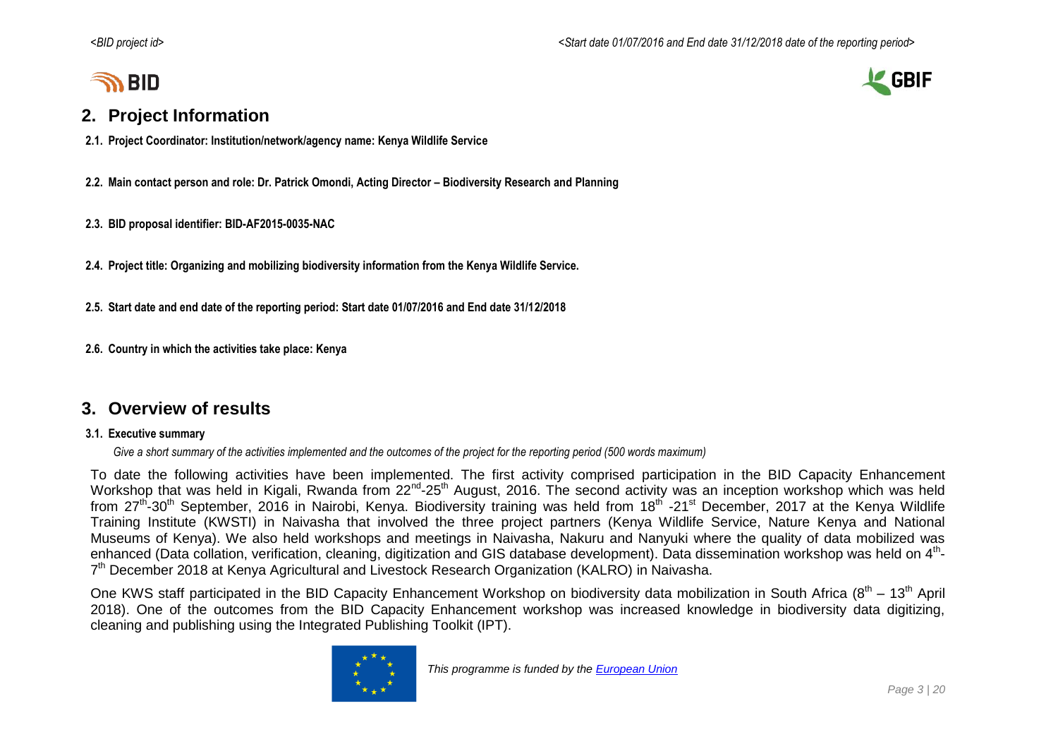## 2. Project Information

**2.1. Project Coordinator: Institution/network/agency name: Kenya Wildlife Service**

**2.2. Main contact person and role: Dr. Patrick Omondi, Acting Director – Biodiversity Research and Planning**

**2.3. BID proposal identifier: BID-AF2015-0035-NAC**

**2.4. Project title: Organizing and mobilizing biodiversity information from the Kenya Wildlife Service.**

**2.5. Start date and end date of the reporting period: Start date 01/07/2016 and End date 31/12/2018**

**2.6. Country in which the activities take place: Kenya**

## 3. Overview of results

**3.1. Executive summary**

*Give a short summary of the activities implemented and the outcomes of the project for the reporting period (500 words maximum)*

To date the following activities have been implemented. The first activity comprised participation in the BID Capacity Enhancement Workshop that was held in Kigali, Rwanda from 22nd-25th August, 2016. The second activity was an inception workshop which was held from 27th-30th September, 2016 in Nairobi, Kenya. Biodiversity training was held from 18th -21st December, 2017 at the Kenya Wildlife Training Institute (KWSTI) in Naivasha that involved the three project partners (Kenya Wildlife Service, Nature Kenya and National Museums of Kenya). We also held workshops and meetings in Naivasha, Nakuru and Nanyuki where the quality of data mobilized was enhanced (Data collation, verification, cleaning, digitization and GIS database development). Data dissemination workshop was held on 4th-7th December 2018 at Kenya Agricultural and Livestock Research Organization (KALRO) in Naivasha.

One KWS staff participated in the BID Capacity Enhancement Workshop on biodiversity data mobilization in South Africa (8th – 13th April 2018). One of the outcomes from the BID Capacity Enhancement workshop was increased knowledge in biodiversity data digitizing, cleaning and publishing using the Integrated Publishing Toolkit (IPT).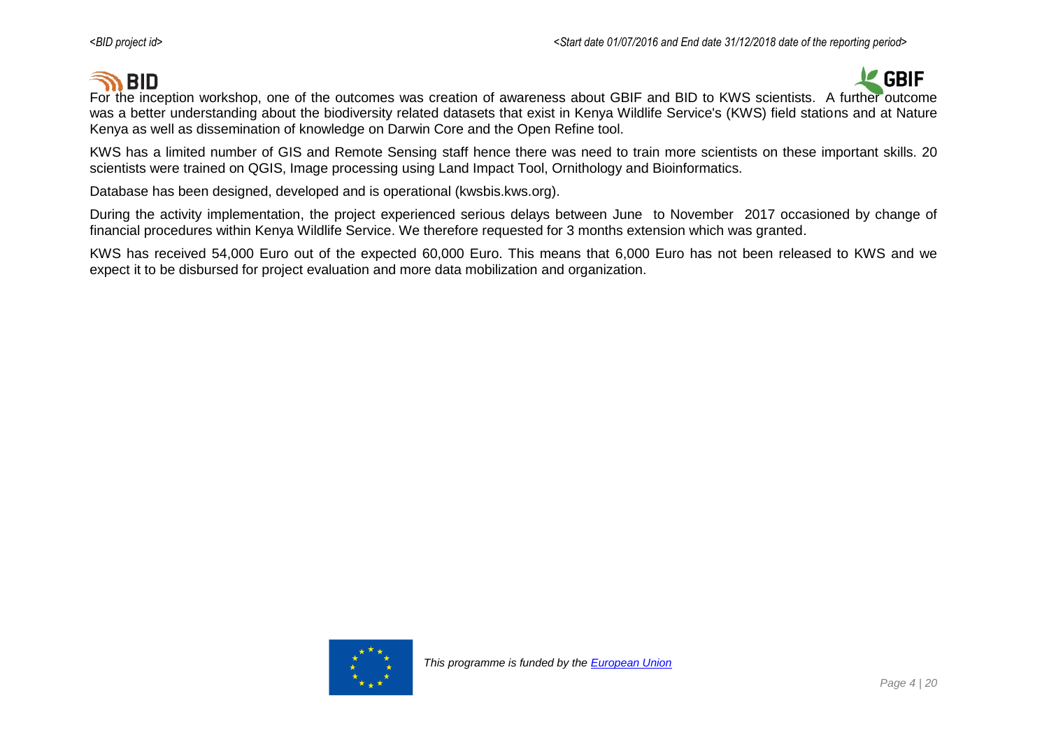For the inception workshop, one of the outcomes was creation of awareness about GBIF and BID to KWS scientists. A further outcome was a better understanding about the biodiversity related datasets that exist in Kenya Wildlife Service's (KWS) field stations and at Nature Kenya as well as dissemination of knowledge on Darwin Core and the Open Refine tool.

KWS has a limited number of GIS and Remote Sensing staff hence there was need to train more scientists on these important skills. 20 scientists were trained on QGIS, Image processing using Land Impact Tool, Ornithology and Bioinformatics.

Database has been designed, developed and is operational (kwsbis.kws.org).

During the activity implementation, the project experienced serious delays between June to November 2017 occasioned by change of financial procedures within Kenya Wildlife Service. We therefore requested for 3 months extension which was granted.

KWS has received 54,000 Euro out of the expected 60,000 Euro. This means that 6,000 Euro has not been released to KWS and we expect it to be disbursed for project evaluation and more data mobilization and organization.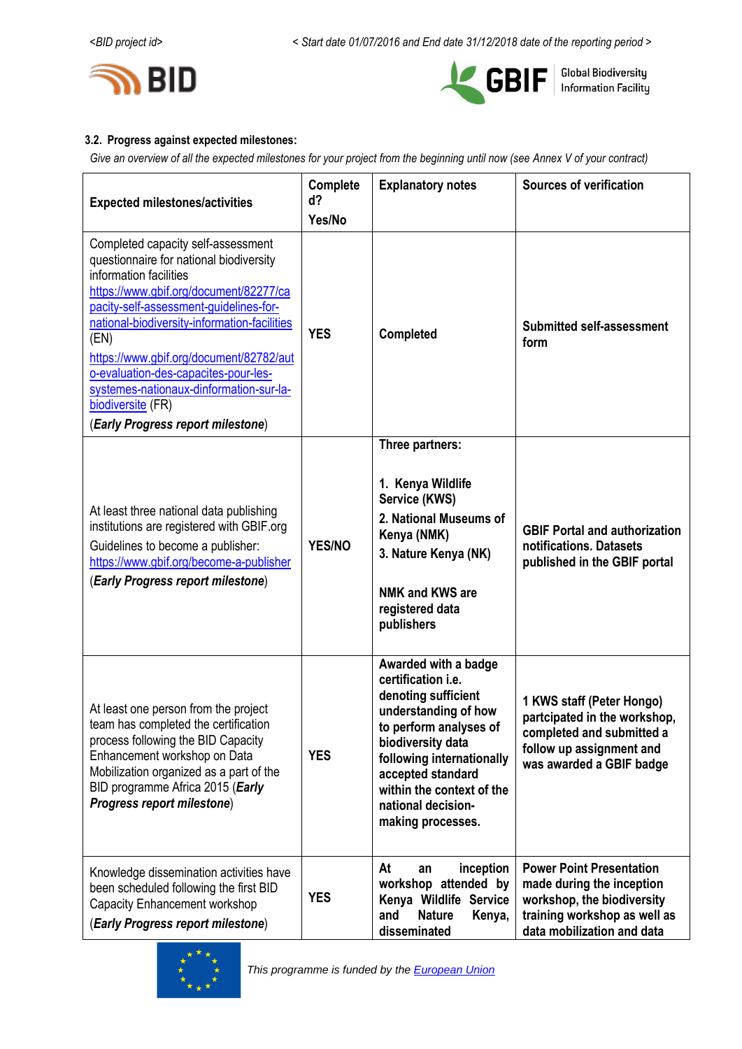### 3.2. Progress against expected milestones:

*Give an overview of all the expected milestones for your project from the beginning until now (see Annex V of your contract)*

| Expected milestones/activities | Completed? Yes/No | Explanatory notes | Sources of verification |
|---|---|---|---|
| Completed capacity self-assessment questionnaire for national biodiversity information facilities https://www.gbif.org/document/82277/capacity-self-assessment-guidelines-for-national-biodiversity-information-facilities (EN) https://www.gbif.org/document/82782/auto-evaluation-des-capacites-pour-les-systemes-nationaux-dinformation-sur-la-biodiversite (FR) (***Early Progress report milestone***) | **YES** | **Completed** | **Submitted self-assessment form** |
| At least three national data publishing institutions are registered with GBIF.org Guidelines to become a publisher: https://www.gbif.org/become-a-publisher (***Early Progress report milestone***) | **YES/NO** | **Three partners:** **1. Kenya Wildlife Service (KWS)** **2. National Museums of Kenya (NMK)** **3. Nature Kenya (NK)** **NMK and KWS are registered data publishers** | **GBIF Portal and authorization notifications. Datasets published in the GBIF portal** |
| At least one person from the project team has completed the certification process following the BID Capacity Enhancement workshop on Data Mobilization organized as a part of the BID programme Africa 2015 (***Early Progress report milestone***) | **YES** | **Awarded with a badge certification i.e. denoting sufficient understanding of how to perform analyses of biodiversity data following internationally accepted standard within the context of the national decision-making processes.** | **1 KWS staff (Peter Hongo) partcipated in the workshop, completed and submitted a follow up assignment and was awarded a GBIF badge** |
| Knowledge dissemination activities have been scheduled following the first BID Capacity Enhancement workshop (***Early Progress report milestone***) | **YES** | **At an inception workshop attended by Kenya Wildlife Service and Nature Kenya, disseminated** | **Power Point Presentation made during the inception workshop, the biodiversity training workshop as well as data mobilization and data** |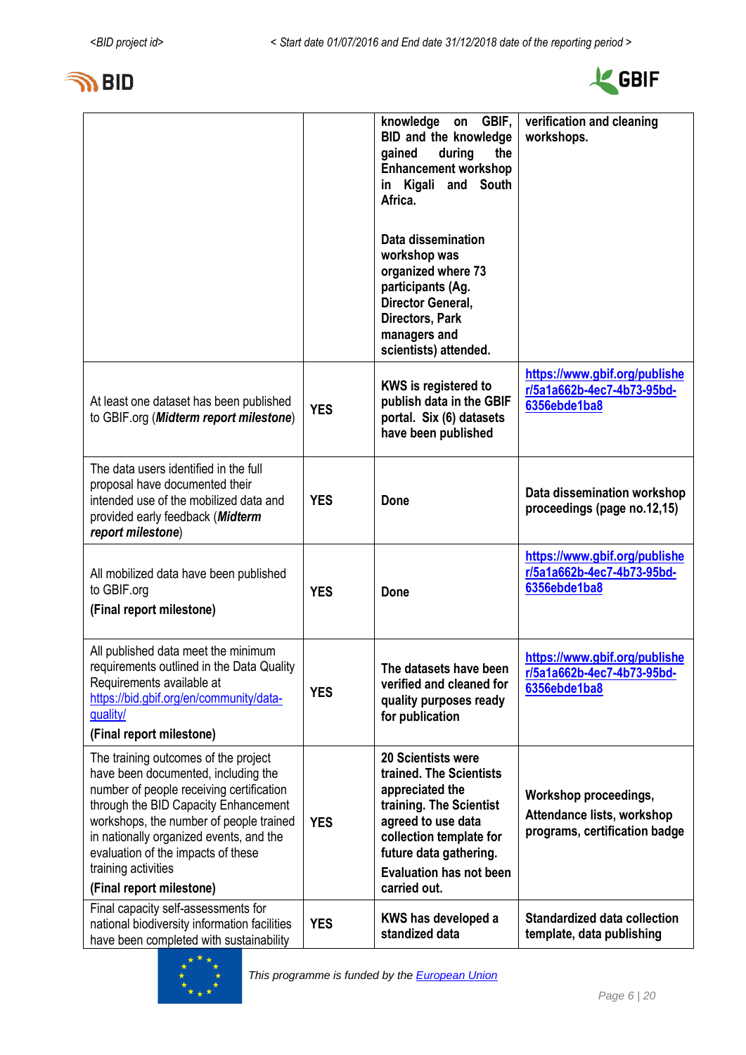| | | | |
|---|---|---|---|
| | | **knowledge on GBIF, BID and the knowledge gained during the Enhancement workshop in Kigali and South Africa.** **Data dissemination workshop was organized where 73 participants (Ag. Director General, Directors, Park managers and scientists) attended.** | **verification and cleaning workshops.** |
| At least one dataset has been published to GBIF.org (***Midterm report milestone***) | **YES** | **KWS is registered to publish data in the GBIF portal. Six (6) datasets have been published** | **https://www.gbif.org/publisher/5a1a662b-4ec7-4b73-95bd-6356ebde1ba8** |
| The data users identified in the full proposal have documented their intended use of the mobilized data and provided early feedback (***Midterm report milestone***) | **YES** | **Done** | **Data dissemination workshop proceedings (page no.12,15)** |
| All mobilized data have been published to GBIF.org **(Final report milestone)** | **YES** | **Done** | **https://www.gbif.org/publisher/5a1a662b-4ec7-4b73-95bd-6356ebde1ba8** |
| All published data meet the minimum requirements outlined in the Data Quality Requirements available at https://bid.gbif.org/en/community/data-quality/ **(Final report milestone)** | **YES** | **The datasets have been verified and cleaned for quality purposes ready for publication** | **https://www.gbif.org/publisher/5a1a662b-4ec7-4b73-95bd-6356ebde1ba8** |
| The training outcomes of the project have been documented, including the number of people receiving certification through the BID Capacity Enhancement workshops, the number of people trained in nationally organized events, and the evaluation of the impacts of these training activities **(Final report milestone)** | **YES** | **20 Scientists were trained. The Scientists appreciated the training. The Scientist agreed to use data collection template for future data gathering.** **Evaluation has not been carried out.** | **Workshop proceedings, Attendance lists, workshop programs, certification badge** |
| Final capacity self-assessments for national biodiversity information facilities have been completed with sustainability | **YES** | **KWS has developed a standized data** | **Standardized data collection template, data publishing** |

This programme is funded by the European Union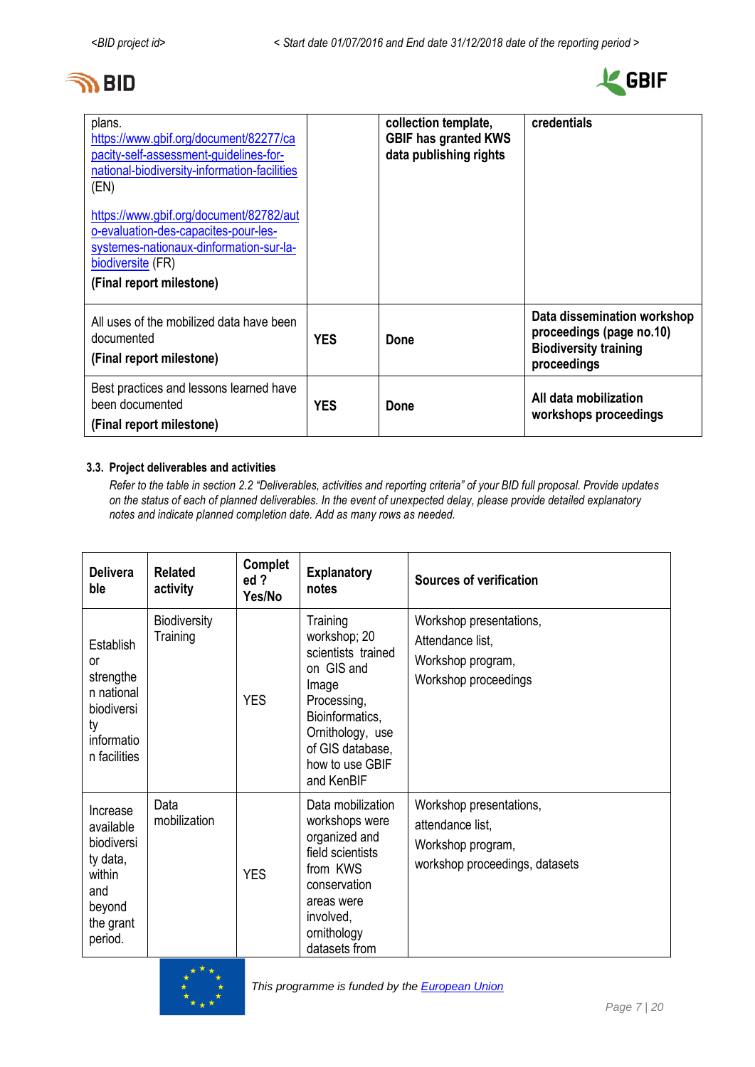| | | | |
|---|---|---|---|
| plans. https://www.gbif.org/document/82277/capacity-self-assessment-guidelines-for-national-biodiversity-information-facilities (EN)<br><br>https://www.gbif.org/document/82782/auto-evaluation-des-capacites-pour-les-systemes-nationaux-dinformation-sur-la-biodiversite (FR)<br><br>**(Final report milestone)** | | **collection template, GBIF has granted KWS data publishing rights** | **credentials** |
| All uses of the mobilized data have been documented<br>**(Final report milestone)** | **YES** | **Done** | **Data dissemination workshop proceedings (page no.10) Biodiversity training proceedings** |
| Best practices and lessons learned have been documented<br>**(Final report milestone)** | **YES** | **Done** | **All data mobilization workshops proceedings** |

### 3.3. Project deliverables and activities

*Refer to the table in section 2.2 "Deliverables, activities and reporting criteria" of your BID full proposal. Provide updates on the status of each of planned deliverables. In the event of unexpected delay, please provide detailed explanatory notes and indicate planned completion date. Add as many rows as needed.*

| Deliverable | Related activity | Completed ? Yes/No | Explanatory notes | Sources of verification |
|---|---|---|---|---|
| Establish or strengthen national biodiversity information facilities | Biodiversity Training | YES | Training workshop; 20 scientists trained on GIS and Image Processing, Bioinformatics, Ornithology, use of GIS database, how to use GBIF and KenBIF | Workshop presentations,<br>Attendance list,<br>Workshop program,<br>Workshop proceedings |
| Increase available biodiversity data, within and beyond the grant period. | Data mobilization | YES | Data mobilization workshops were organized and field scientists from KWS conservation areas were involved, ornithology datasets from | Workshop presentations,<br>attendance list,<br>Workshop program,<br>workshop proceedings, datasets |

This programme is funded by the European Union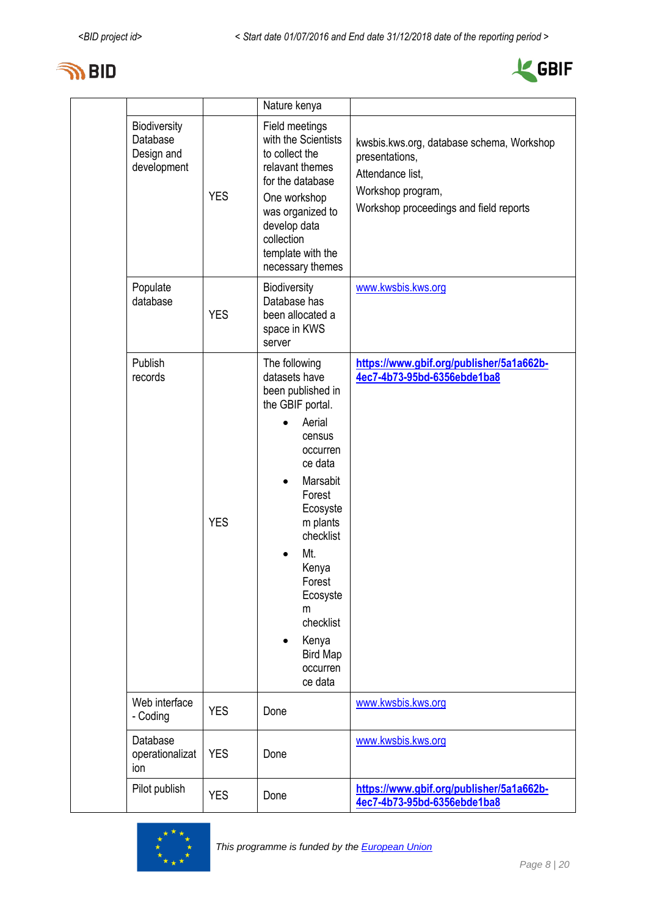|  |  |  |  |  |
|---|---|---|---|---|
|  |  |  | Nature kenya |  |
|  | Biodiversity Database Design and development | YES | Field meetings with the Scientists to collect the relavant themes for the database<br>One workshop was organized to develop data collection template with the necessary themes | kwsbis.kws.org, database schema, Workshop presentations,<br>Attendance list,<br>Workshop program,<br>Workshop proceedings and field reports |
|  | Populate database | YES | Biodiversity Database has been allocated a space in KWS server | www.kwsbis.kws.org |
|  | Publish records | YES | The following datasets have been published in the GBIF portal.<br>• Aerial census occurrence data<br>• Marsabit Forest Ecosystem plants checklist<br>• Mt. Kenya Forest Ecosystem checklist<br>• Kenya Bird Map occurrence data | **https://www.gbif.org/publisher/5a1a662b-4ec7-4b73-95bd-6356ebde1ba8** |
|  | Web interface - Coding | YES | Done | www.kwsbis.kws.org |
|  | Database operationalization | YES | Done | www.kwsbis.kws.org |
|  | Pilot publish | YES | Done | **https://www.gbif.org/publisher/5a1a662b-4ec7-4b73-95bd-6356ebde1ba8** |

*This programme is funded by the European Union*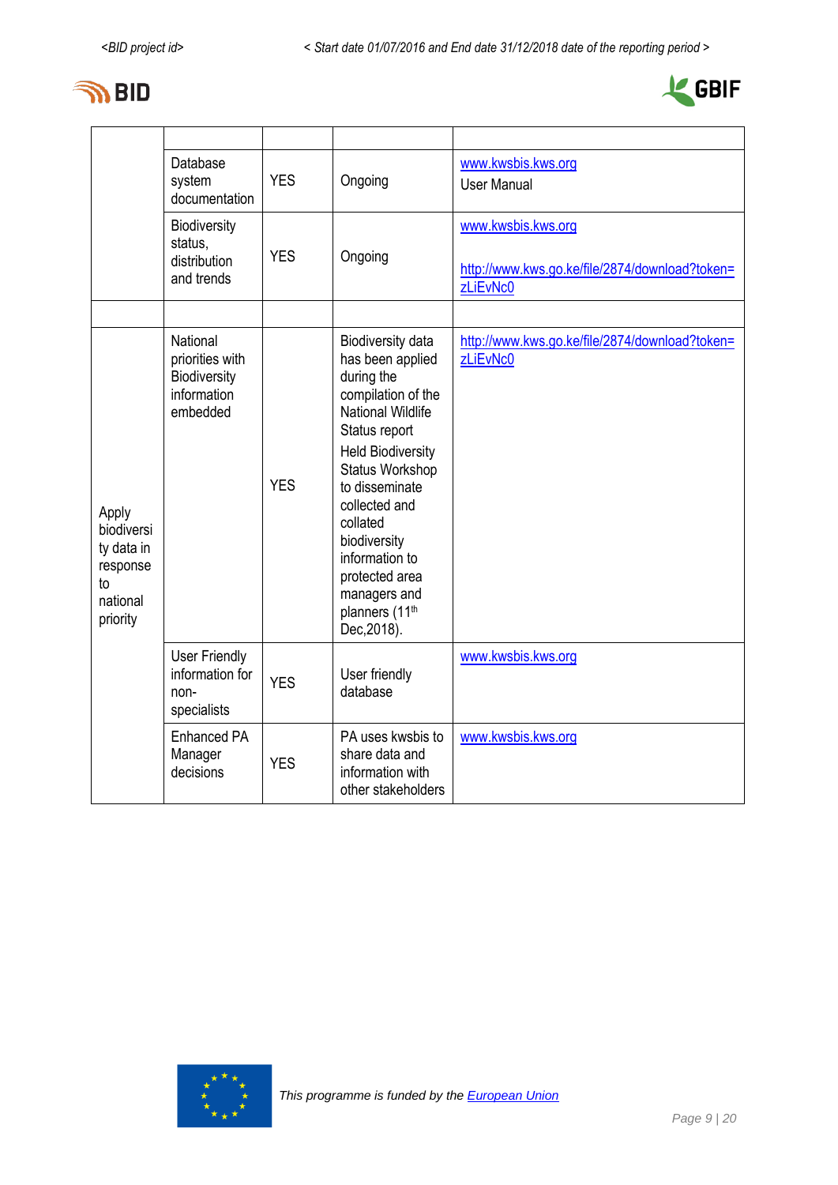| | | | | |
|---|---|---|---|---|
| | Database system documentation | YES | Ongoing | www.kwsbis.kws.org<br>User Manual |
| | Biodiversity status, distribution and trends | YES | Ongoing | www.kwsbis.kws.org<br><br>http://www.kws.go.ke/file/2874/download?token=zLiEvNc0 |
| | | | | |
| Apply biodiversity data in response to national priority | National priorities with Biodiversity information embedded | YES | Biodiversity data has been applied during the compilation of the National Wildlife Status report<br>Held Biodiversity Status Workshop to disseminate collected and collated biodiversity information to protected area managers and planners (11th Dec,2018). | http://www.kws.go.ke/file/2874/download?token=zLiEvNc0 |
| | User Friendly information for non-specialists | YES | User friendly database | www.kwsbis.kws.org |
| | Enhanced PA Manager decisions | YES | PA uses kwsbis to share data and information with other stakeholders | www.kwsbis.kws.org |

This programme is funded by the European Union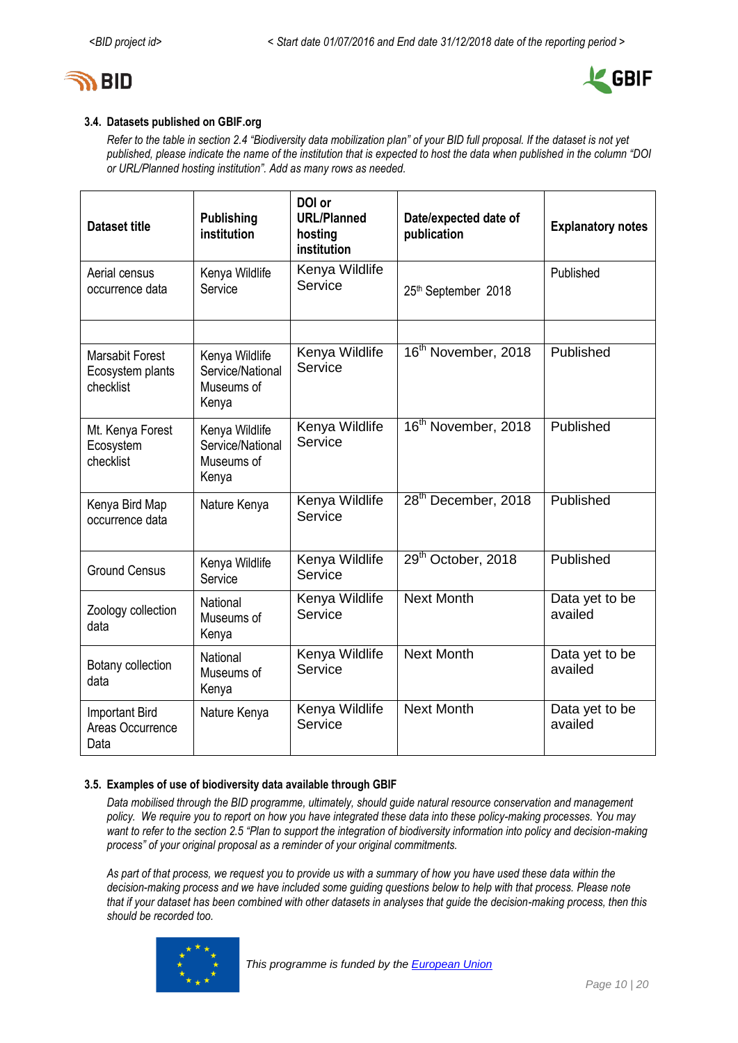### 3.4. Datasets published on GBIF.org

*Refer to the table in section 2.4 "Biodiversity data mobilization plan" of your BID full proposal. If the dataset is not yet published, please indicate the name of the institution that is expected to host the data when published in the column "DOI or URL/Planned hosting institution". Add as many rows as needed.*

| Dataset title | Publishing institution | DOI or URL/Planned hosting institution | Date/expected date of publication | Explanatory notes |
|---|---|---|---|---|
| Aerial census occurrence data | Kenya Wildlife Service | Kenya Wildlife Service | 25th September 2018 | Published |
| | | | | |
| Marsabit Forest Ecosystem plants checklist | Kenya Wildlife Service/National Museums of Kenya | Kenya Wildlife Service | 16th November, 2018 | Published |
| Mt. Kenya Forest Ecosystem checklist | Kenya Wildlife Service/National Museums of Kenya | Kenya Wildlife Service | 16th November, 2018 | Published |
| Kenya Bird Map occurrence data | Nature Kenya | Kenya Wildlife Service | 28th December, 2018 | Published |
| Ground Census | Kenya Wildlife Service | Kenya Wildlife Service | 29th October, 2018 | Published |
| Zoology collection data | National Museums of Kenya | Kenya Wildlife Service | Next Month | Data yet to be availed |
| Botany collection data | National Museums of Kenya | Kenya Wildlife Service | Next Month | Data yet to be availed |
| Important Bird Areas Occurrence Data | Nature Kenya | Kenya Wildlife Service | Next Month | Data yet to be availed |

### 3.5. Examples of use of biodiversity data available through GBIF

*Data mobilised through the BID programme, ultimately, should guide natural resource conservation and management policy. We require you to report on how you have integrated these data into these policy-making processes. You may want to refer to the section 2.5 "Plan to support the integration of biodiversity information into policy and decision-making process" of your original proposal as a reminder of your original commitments.*

*As part of that process, we request you to provide us with a summary of how you have used these data within the decision-making process and we have included some guiding questions below to help with that process. Please note that if your dataset has been combined with other datasets in analyses that guide the decision-making process, then this should be recorded too.*

*This programme is funded by the European Union*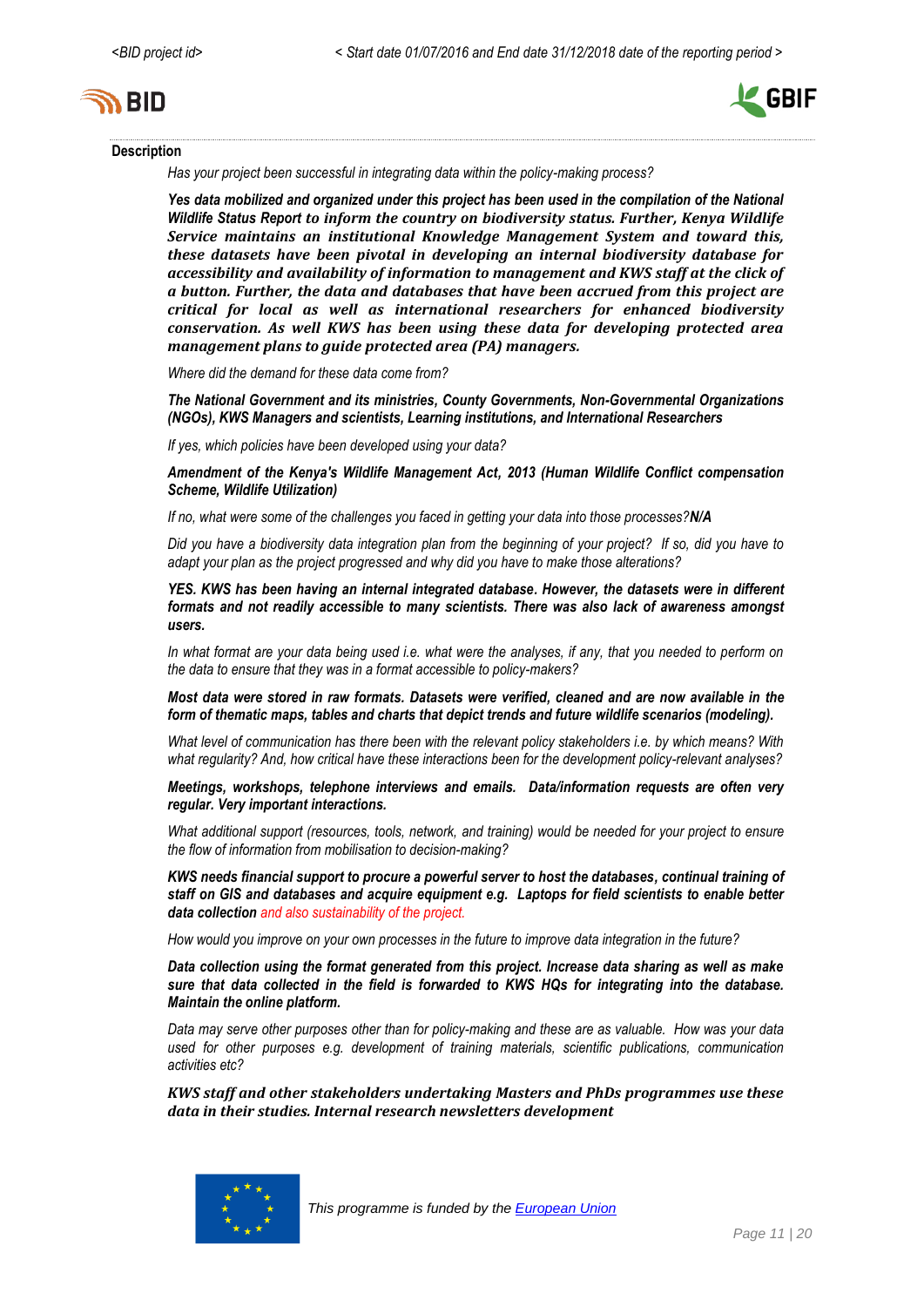**Description**

*Has your project been successful in integrating data within the policy-making process?*

***Yes data mobilized and organized under this project has been used in the compilation of the National Wildlife Status Report to inform the country on biodiversity status. Further, Kenya Wildlife Service maintains an institutional Knowledge Management System and toward this, these datasets have been pivotal in developing an internal biodiversity database for accessibility and availability of information to management and KWS staff at the click of a button. Further, the data and databases that have been accrued from this project are critical for local as well as international researchers for enhanced biodiversity conservation. As well KWS has been using these data for developing protected area management plans to guide protected area (PA) managers.***

*Where did the demand for these data come from?*

***The National Government and its ministries, County Governments, Non-Governmental Organizations (NGOs), KWS Managers and scientists, Learning institutions, and International Researchers***

*If yes, which policies have been developed using your data?*

***Amendment of the Kenya's Wildlife Management Act, 2013 (Human Wildlife Conflict compensation Scheme, Wildlife Utilization)***

*If no, what were some of the challenges you faced in getting your data into those processes?* ***N/A***

*Did you have a biodiversity data integration plan from the beginning of your project? If so, did you have to adapt your plan as the project progressed and why did you have to make those alterations?*

***YES. KWS has been having an internal integrated database. However, the datasets were in different formats and not readily accessible to many scientists. There was also lack of awareness amongst users.***

*In what format are your data being used i.e. what were the analyses, if any, that you needed to perform on the data to ensure that they was in a format accessible to policy-makers?*

***Most data were stored in raw formats. Datasets were verified, cleaned and are now available in the form of thematic maps, tables and charts that depict trends and future wildlife scenarios (modeling).***

*What level of communication has there been with the relevant policy stakeholders i.e. by which means? With what regularity? And, how critical have these interactions been for the development policy-relevant analyses?*

***Meetings, workshops, telephone interviews and emails. Data/information requests are often very regular. Very important interactions.***

*What additional support (resources, tools, network, and training) would be needed for your project to ensure the flow of information from mobilisation to decision-making?*

***KWS needs financial support to procure a powerful server to host the databases, continual training of staff on GIS and databases and acquire equipment e.g. Laptops for field scientists to enable better data collection** and also sustainability of the project.*

*How would you improve on your own processes in the future to improve data integration in the future?*

***Data collection using the format generated from this project. Increase data sharing as well as make sure that data collected in the field is forwarded to KWS HQs for integrating into the database. Maintain the online platform.***

*Data may serve other purposes other than for policy-making and these are as valuable. How was your data used for other purposes e.g. development of training materials, scientific publications, communication activities etc?*

***KWS staff and other stakeholders undertaking Masters and PhDs programmes use these data in their studies. Internal research newsletters development***

*This programme is funded by the [European Union]*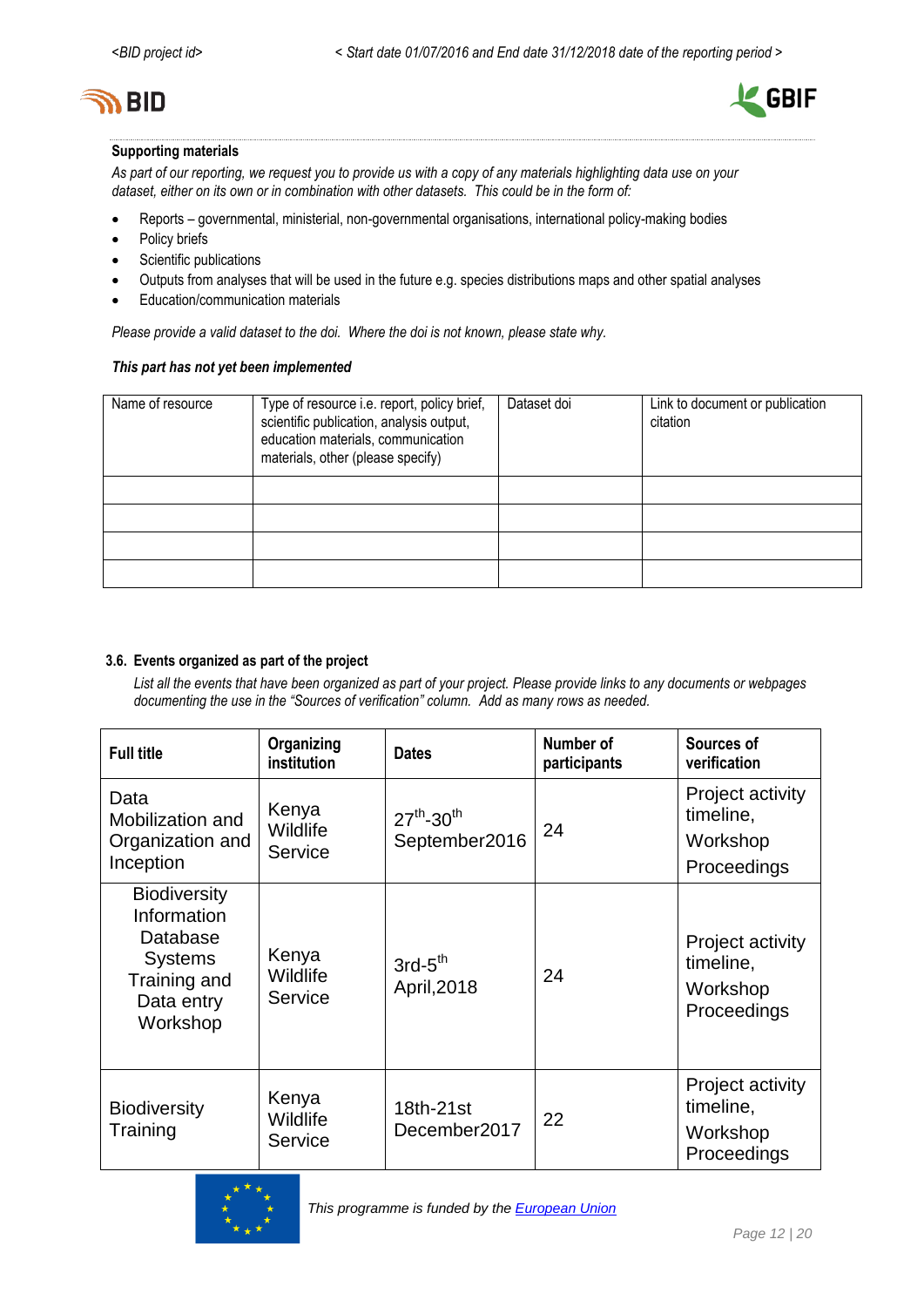**Supporting materials**

*As part of our reporting, we request you to provide us with a copy of any materials highlighting data use on your dataset, either on its own or in combination with other datasets. This could be in the form of:*

- Reports – governmental, ministerial, non-governmental organisations, international policy-making bodies
- Policy briefs
- Scientific publications
- Outputs from analyses that will be used in the future e.g. species distributions maps and other spatial analyses
- Education/communication materials

*Please provide a valid dataset to the doi. Where the doi is not known, please state why.*

***This part has not yet been implemented***

| Name of resource | Type of resource i.e. report, policy brief, scientific publication, analysis output, education materials, communication materials, other (please specify) | Dataset doi | Link to document or publication citation |
|---|---|---|---|
| | | | |
| | | | |
| | | | |
| | | | |

### 3.6. Events organized as part of the project

*List all the events that have been organized as part of your project. Please provide links to any documents or webpages documenting the use in the "Sources of verification" column. Add as many rows as needed.*

| Full title | Organizing institution | Dates | Number of participants | Sources of verification |
|---|---|---|---|---|
| Data Mobilization and Organization and Inception | Kenya Wildlife Service | 27th-30th September2016 | 24 | Project activity timeline, Workshop Proceedings |
| Biodiversity Information Database Systems Training and Data entry Workshop | Kenya Wildlife Service | 3rd-5th April,2018 | 24 | Project activity timeline, Workshop Proceedings |
| Biodiversity Training | Kenya Wildlife Service | 18th-21st December2017 | 22 | Project activity timeline, Workshop Proceedings |

*This programme is funded by the European Union*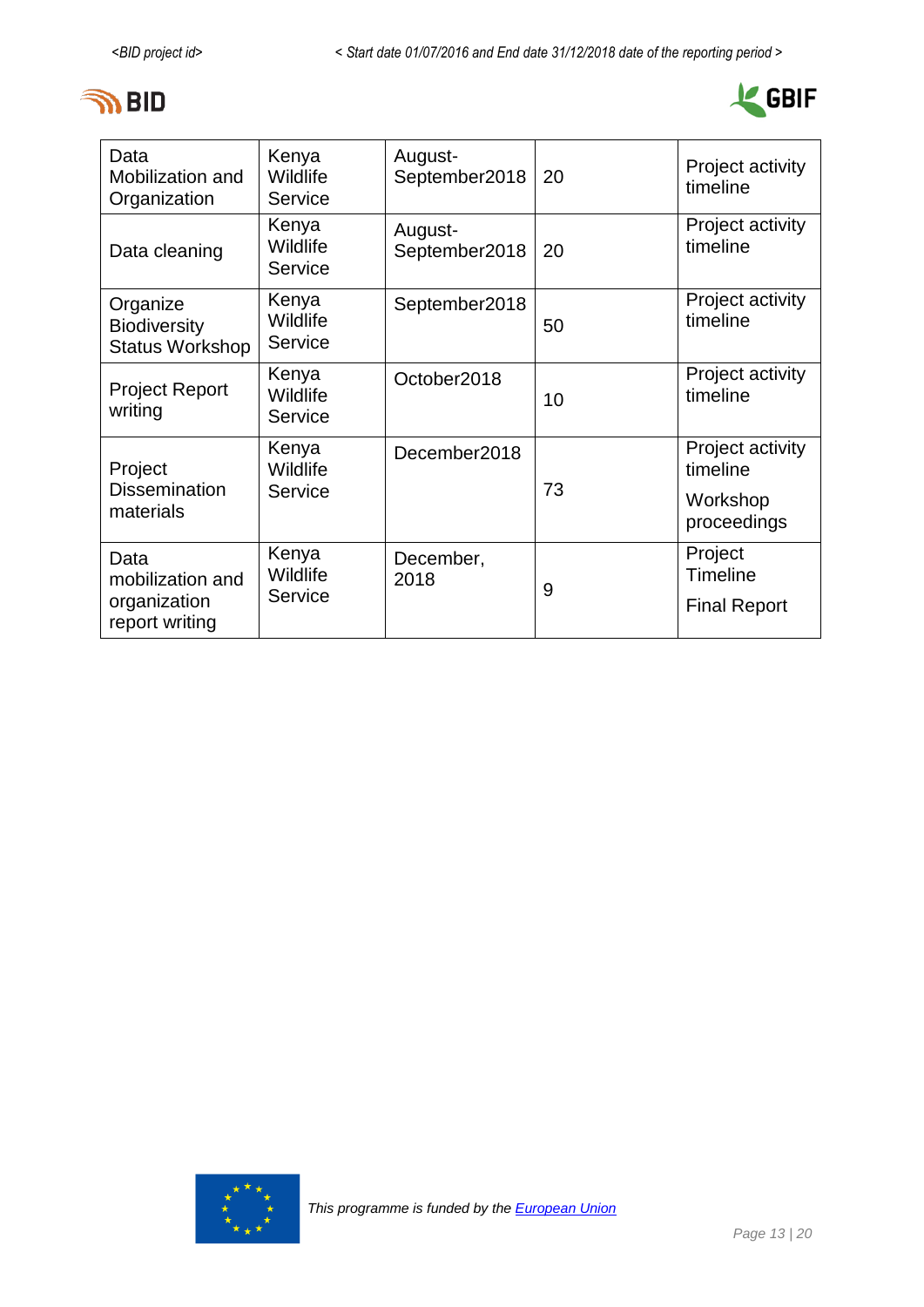| Data Mobilization and Organization | Kenya Wildlife Service | August-September2018 | 20 | Project activity timeline |
|---|---|---|---|---|
| Data cleaning | Kenya Wildlife Service | August-September2018 | 20 | Project activity timeline |
| Organize Biodiversity Status Workshop | Kenya Wildlife Service | September2018 | 50 | Project activity timeline |
| Project Report writing | Kenya Wildlife Service | October2018 | 10 | Project activity timeline |
| Project Dissemination materials | Kenya Wildlife Service | December2018 | 73 | Project activity timeline<br>Workshop proceedings |
| Data mobilization and organization report writing | Kenya Wildlife Service | December, 2018 | 9 | Project Timeline<br>Final Report |

*This programme is funded by the European Union*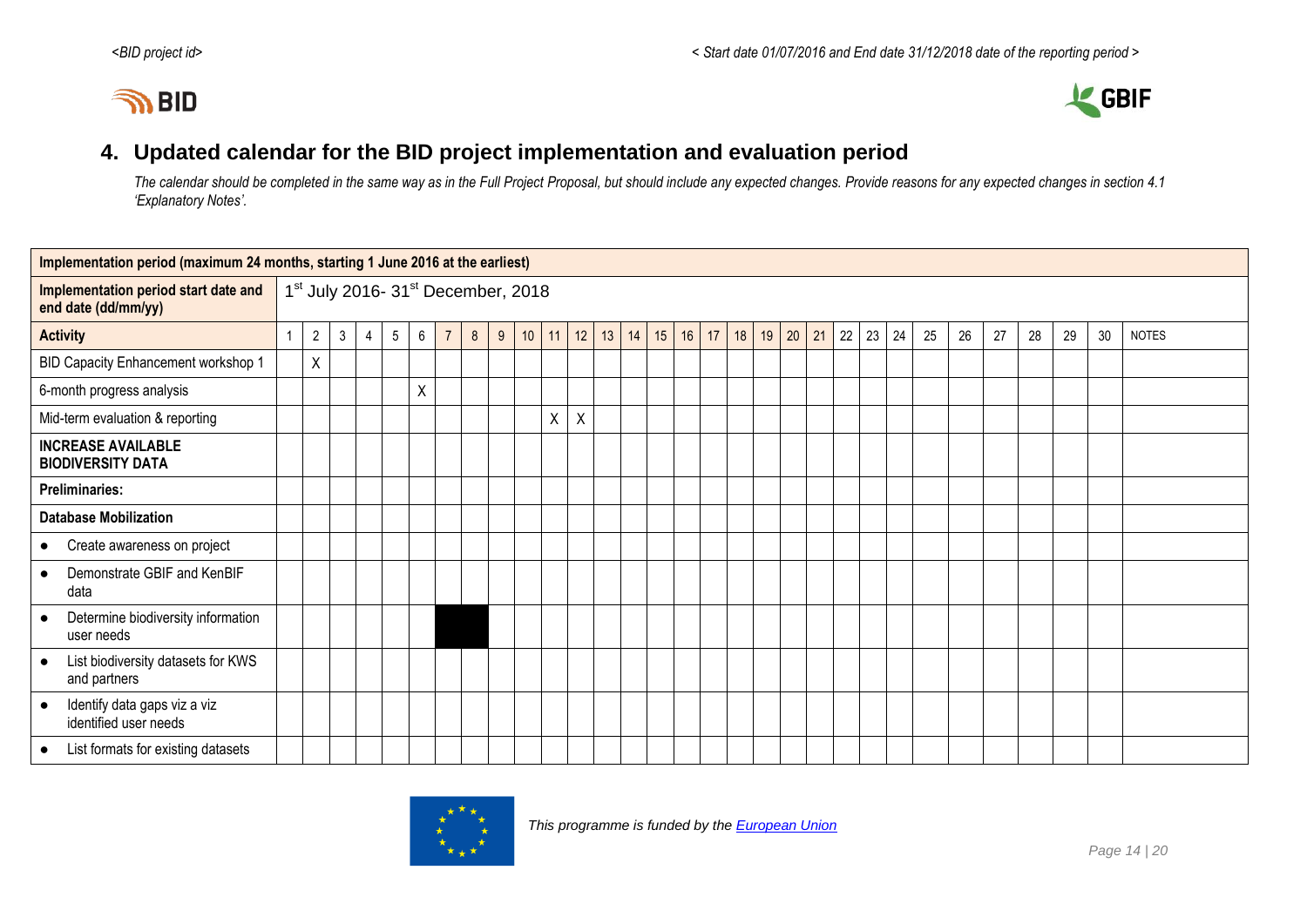## 4. Updated calendar for the BID project implementation and evaluation period

*The calendar should be completed in the same way as in the Full Project Proposal, but should include any expected changes. Provide reasons for any expected changes in section 4.1 'Explanatory Notes'.*

| **Implementation period (maximum 24 months, starting 1 June 2016 at the earliest)** | | | | | | | | | | | | | | | | | | | | | | | | | | | | | | | |
|---|---|---|---|---|---|---|---|---|---|---|---|---|---|---|---|---|---|---|---|---|---|---|---|---|---|---|---|---|---|---|---|
| **Implementation period start date and end date (dd/mm/yy)** | 1st July 2016- 31st December, 2018 | | | | | | | | | | | | | | | | | | | | | | | | | | | | | | |
| **Activity** | 1 | 2 | 3 | 4 | 5 | 6 | 7 | 8 | 9 | 10 | 11 | 12 | 13 | 14 | 15 | 16 | 17 | 18 | 19 | 20 | 21 | 22 | 23 | 24 | 25 | 26 | 27 | 28 | 29 | 30 | NOTES |
| BID Capacity Enhancement workshop 1 | | X | | | | | | | | | | | | | | | | | | | | | | | | | | | | | |
| 6-month progress analysis | | | | | | X | | | | | | | | | | | | | | | | | | | | | | | | | |
| Mid-term evaluation & reporting | | | | | | | | | | | X | X | | | | | | | | | | | | | | | | | | | |
| **INCREASE AVAILABLE BIODIVERSITY DATA** | | | | | | | | | | | | | | | | | | | | | | | | | | | | | | | |
| **Preliminaries:** | | | | | | | | | | | | | | | | | | | | | | | | | | | | | | | |
| **Database Mobilization** | | | | | | | | | | | | | | | | | | | | | | | | | | | | | | | |
| ● Create awareness on project | | | | | | | | | | | | | | | | | | | | | | | | | | | | | | | |
| ● Demonstrate GBIF and KenBIF data | | | | | | | | | | | | | | | | | | | | | | | | | | | | | | | |
| ● Determine biodiversity information user needs | | | | | | | ■ | ■ | | | | | | | | | | | | | | | | | | | | | | | |
| ● List biodiversity datasets for KWS and partners | | | | | | | | | | | | | | | | | | | | | | | | | | | | | | | |
| ● Identify data gaps viz a viz identified user needs | | | | | | | | | | | | | | | | | | | | | | | | | | | | | | | |
| ● List formats for existing datasets | | | | | | | | | | | | | | | | | | | | | | | | | | | | | | | |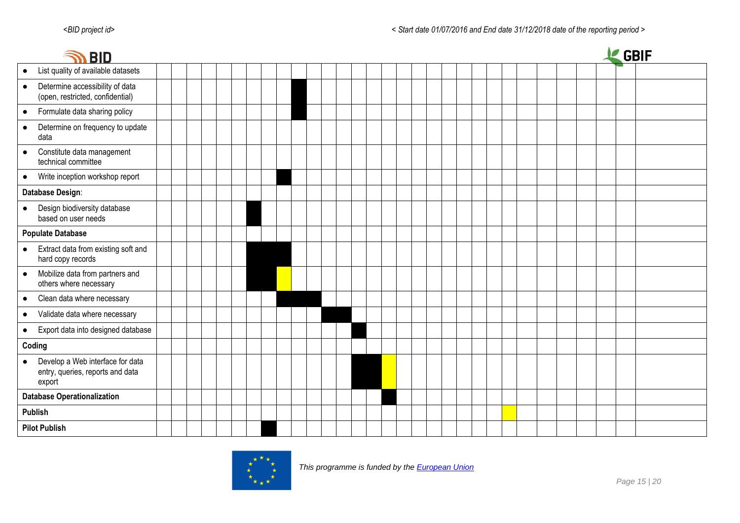|  |  |  |  |  |  |  |  |  |  |  |  |  |  |  |  |  |  |  |  |  |  |  |  |  |  |  |  |  |  |  |  |
|---|---|---|---|---|---|---|---|---|---|---|---|---|---|---|---|---|---|---|---|---|---|---|---|---|---|---|---|---|---|---|---|
| • List quality of available datasets |  |  |  |  |  |  |  |  |  |  |  |  |  |  |  |  |  |  |  |  |  |  |  |  |  |  |  |  |  |  |  |
| • Determine accessibility of data (open, restricted, confidential) |  |  |  |  |  |  |  |  |  | ■ |  |  |  |  |  |  |  |  |  |  |  |  |  |  |  |  |  |  |  |  |  |
| • Formulate data sharing policy |  |  |  |  |  |  |  |  |  | ■ |  |  |  |  |  |  |  |  |  |  |  |  |  |  |  |  |  |  |  |  |  |
| • Determine on frequency to update data |  |  |  |  |  |  |  |  |  |  |  |  |  |  |  |  |  |  |  |  |  |  |  |  |  |  |  |  |  |  |  |
| • Constitute data management technical committee |  |  |  |  |  |  |  |  |  |  |  |  |  |  |  |  |  |  |  |  |  |  |  |  |  |  |  |  |  |  |  |
| • Write inception workshop report |  |  |  |  |  |  |  |  | ■ |  |  |  |  |  |  |  |  |  |  |  |  |  |  |  |  |  |  |  |  |  |  |
| **Database Design**: |  |  |  |  |  |  |  |  |  |  |  |  |  |  |  |  |  |  |  |  |  |  |  |  |  |  |  |  |  |  |  |
| • Design biodiversity database based on user needs |  |  |  |  |  |  | ■ |  |  |  |  |  |  |  |  |  |  |  |  |  |  |  |  |  |  |  |  |  |  |  |  |
| **Populate Database** |  |  |  |  |  |  |  |  |  |  |  |  |  |  |  |  |  |  |  |  |  |  |  |  |  |  |  |  |  |  |  |
| • Extract data from existing soft and hard copy records |  |  |  |  |  |  | ■ | ■ | ■ |  |  |  |  |  |  |  |  |  |  |  |  |  |  |  |  |  |  |  |  |  |  |
| • Mobilize data from partners and others where necessary |  |  |  |  |  |  | ■ | ■ | 🟨 |  |  |  |  |  |  |  |  |  |  |  |  |  |  |  |  |  |  |  |  |  |  |
| • Clean data where necessary |  |  |  |  |  |  |  |  | ■ | ■ | ■ |  |  |  |  |  |  |  |  |  |  |  |  |  |  |  |  |  |  |  |  |
| • Validate data where necessary |  |  |  |  |  |  |  |  |  |  |  | ■ | ■ |  |  |  |  |  |  |  |  |  |  |  |  |  |  |  |  |  |  |
| • Export data into designed database |  |  |  |  |  |  |  |  |  |  |  |  |  | ■ |  |  |  |  |  |  |  |  |  |  |  |  |  |  |  |  |  |
| **Coding** |  |  |  |  |  |  |  |  |  |  |  |  |  |  |  |  |  |  |  |  |  |  |  |  |  |  |  |  |  |  |  |
| • Develop a Web interface for data entry, queries, reports and data export |  |  |  |  |  |  |  |  |  |  |  |  |  | ■ | ■ | 🟨 |  |  |  |  |  |  |  |  |  |  |  |  |  |  |  |
| **Database Operationalization** |  |  |  |  |  |  |  |  |  |  |  |  |  |  |  | ■ |  |  |  |  |  |  |  |  |  |  |  |  |  |  |  |
| **Publish** |  |  |  |  |  |  |  |  |  |  |  |  |  |  |  |  |  |  |  |  |  |  |  | 🟨 |  |  |  |  |  |  |  |
| **Pilot Publish** |  |  |  |  |  |  |  | ■ |  |  |  |  |  |  |  |  |  |  |  |  |  |  |  |  |  |  |  |  |  |  |  |

*This programme is funded by the European Union*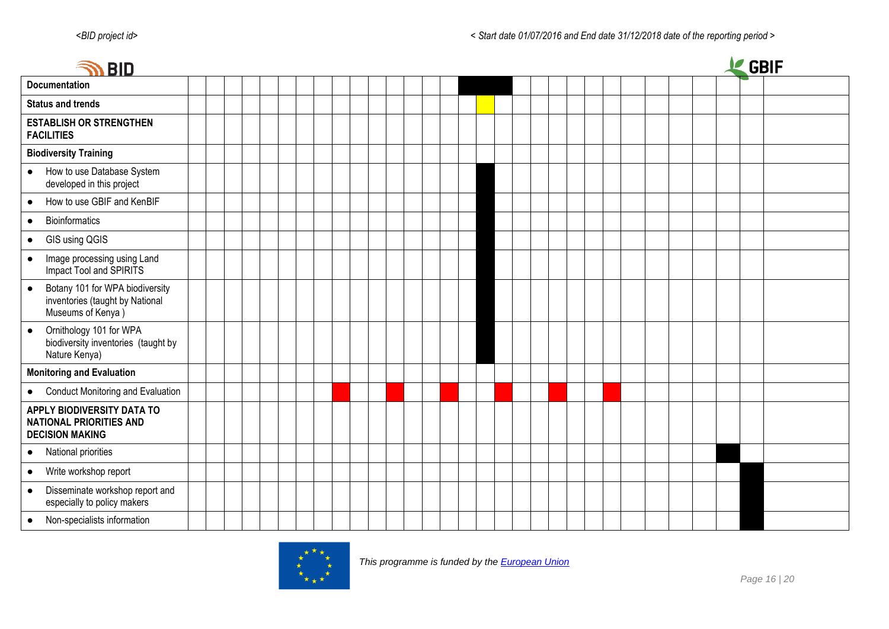| Documentation | | | | | | | | | | | | | | | | | | | | | | | | | | | | | | | |
|---|---|---|---|---|---|---|---|---|---|---|---|---|---|---|---|---|---|---|---|---|---|---|---|---|---|---|---|---|---|---|---|
| **Status and trends** | | | | | | | | | | | | | | | | | | | | | | | | | | | | | | | |
| **ESTABLISH OR STRENGTHEN FACILITIES** | | | | | | | | | | | | | | | | | | | | | | | | | | | | | | | |
| **Biodiversity Training** | | | | | | | | | | | | | | | | | | | | | | | | | | | | | | | |
| ● How to use Database System developed in this project | | | | | | | | | | | | | | | | | | | | | | | | | | | | | | | |
| ● How to use GBIF and KenBIF | | | | | | | | | | | | | | | | | | | | | | | | | | | | | | | |
| ● Bioinformatics | | | | | | | | | | | | | | | | | | | | | | | | | | | | | | | |
| ● GIS using QGIS | | | | | | | | | | | | | | | | | | | | | | | | | | | | | | | |
| ● Image processing using Land Impact Tool and SPIRITS | | | | | | | | | | | | | | | | | | | | | | | | | | | | | | | |
| ● Botany 101 for WPA biodiversity inventories (taught by National Museums of Kenya ) | | | | | | | | | | | | | | | | | | | | | | | | | | | | | | | |
| ● Ornithology 101 for WPA biodiversity inventories (taught by Nature Kenya) | | | | | | | | | | | | | | | | | | | | | | | | | | | | | | | |
| **Monitoring and Evaluation** | | | | | | | | | | | | | | | | | | | | | | | | | | | | | | | |
| ● Conduct Monitoring and Evaluation | | | | | | | | | | | | | | | | | | | | | | | | | | | | | | | |
| **APPLY BIODIVERSITY DATA TO NATIONAL PRIORITIES AND DECISION MAKING** | | | | | | | | | | | | | | | | | | | | | | | | | | | | | | | |
| ● National priorities | | | | | | | | | | | | | | | | | | | | | | | | | | | | | | | |
| ● Write workshop report | | | | | | | | | | | | | | | | | | | | | | | | | | | | | | | |
| ● Disseminate workshop report and especially to policy makers | | | | | | | | | | | | | | | | | | | | | | | | | | | | | | | |
| ● Non-specialists information | | | | | | | | | | | | | | | | | | | | | | | | | | | | | | | |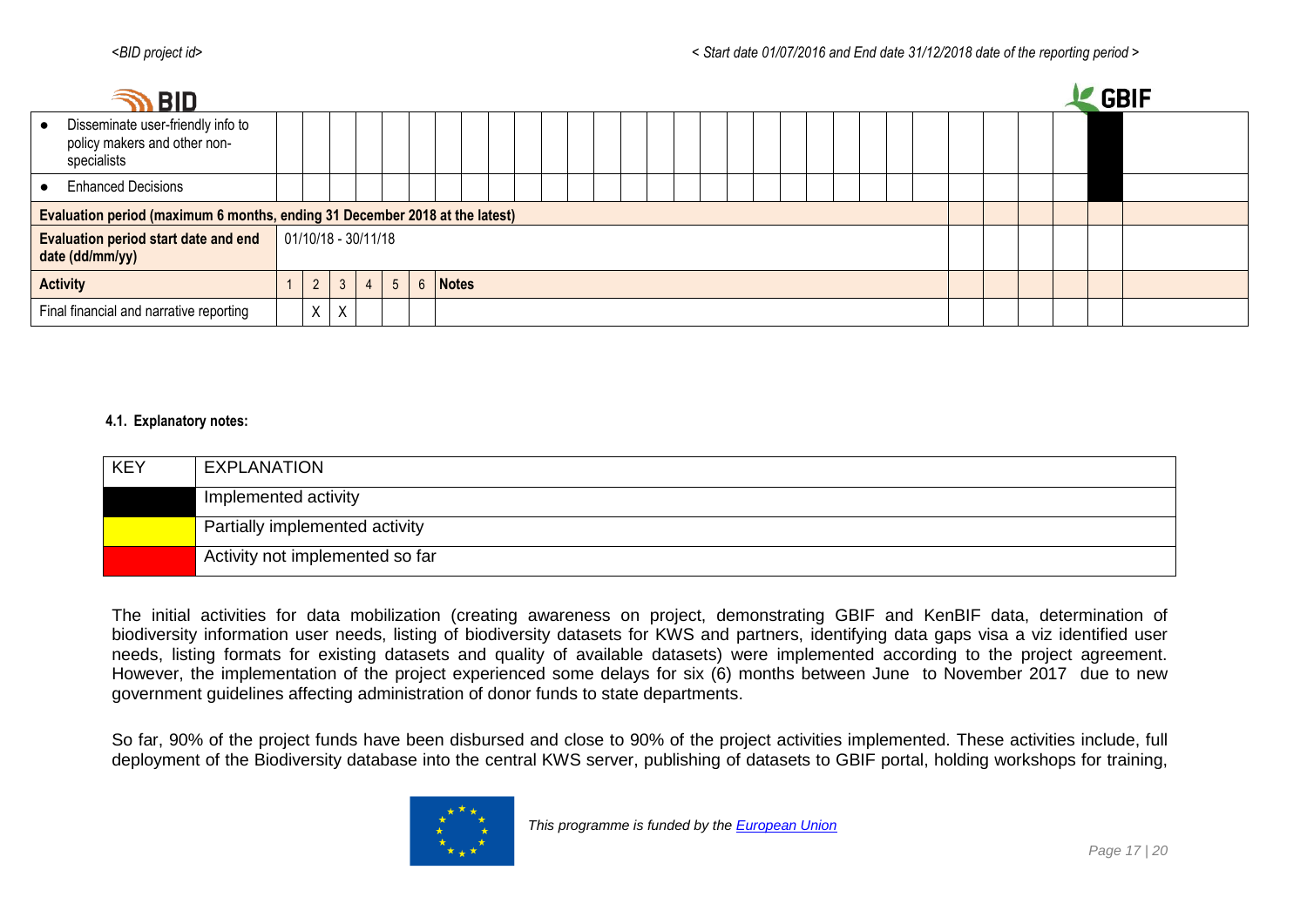| | | | | | | | | | | | | | | | | | | | | | | | | | |
|---|---|---|---|---|---|---|---|---|---|---|---|---|---|---|---|---|---|---|---|---|---|---|---|---|---|
| • Disseminate user-friendly info to policy makers and other non-specialists | | | | | | | | | | | | | | | | | | | | | | | | | |
| • Enhanced Decisions | | | | | | | | | | | | | | | | | | | | | | | | | |
| **Evaluation period (maximum 6 months, ending 31 December 2018 at the latest)** | | | | | | | | | | | | | | | | | | | | | | | | | |
| **Evaluation period start date and end date (dd/mm/yy)** | 01/10/18 - 30/11/18 | | | | | | | | | | | | | | | | | | | | | | | | |
| **Activity** | 1 | 2 | 3 | 4 | 5 | 6 | **Notes** | | | | | | | | | | | | | | | | | | |
| Final financial and narrative reporting | | X | X | | | | | | | | | | | | | | | | | | | | | | |

#### 4.1. Explanatory notes:

| KEY | EXPLANATION |
|---|---|
| (black) | Implemented activity |
| (yellow) | Partially implemented activity |
| (red) | Activity not implemented so far |

The initial activities for data mobilization (creating awareness on project, demonstrating GBIF and KenBIF data, determination of biodiversity information user needs, listing of biodiversity datasets for KWS and partners, identifying data gaps visa a viz identified user needs, listing formats for existing datasets and quality of available datasets) were implemented according to the project agreement. However, the implementation of the project experienced some delays for six (6) months between June to November 2017 due to new government guidelines affecting administration of donor funds to state departments.

So far, 90% of the project funds have been disbursed and close to 90% of the project activities implemented. These activities include, full deployment of the Biodiversity database into the central KWS server, publishing of datasets to GBIF portal, holding workshops for training,

*This programme is funded by the European Union*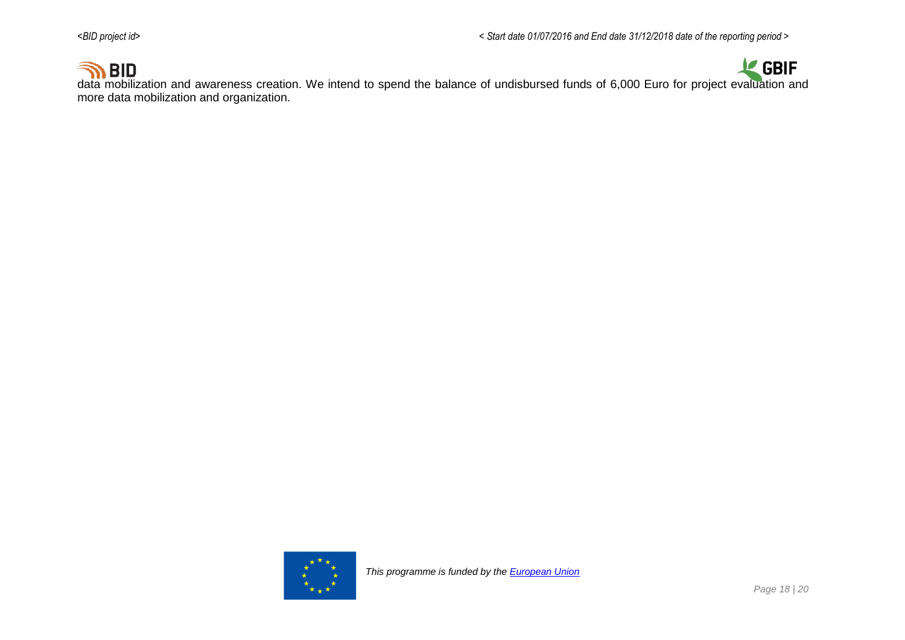data mobilization and awareness creation. We intend to spend the balance of undisbursed funds of 6,000 Euro for project evaluation and more data mobilization and organization.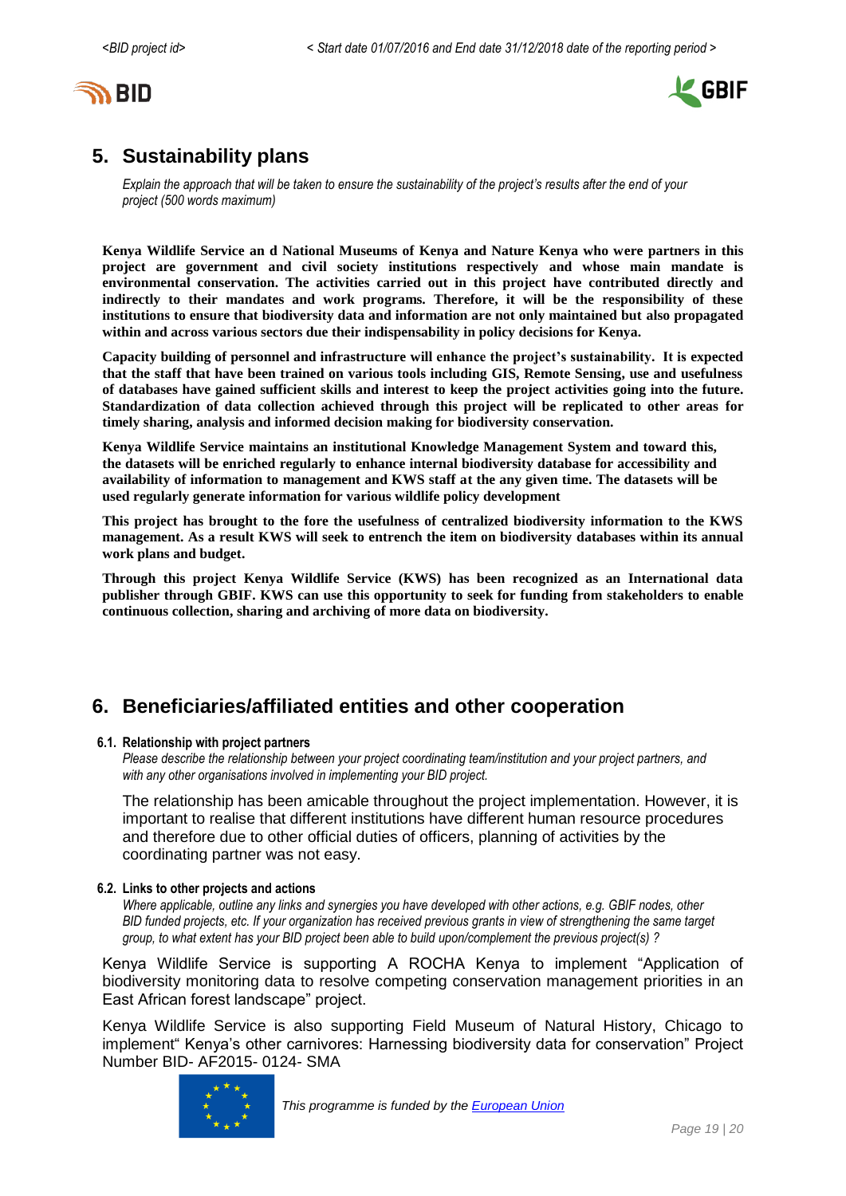## 5. Sustainability plans

*Explain the approach that will be taken to ensure the sustainability of the project's results after the end of your project (500 words maximum)*

**Kenya Wildlife Service an d National Museums of Kenya and Nature Kenya who were partners in this project are government and civil society institutions respectively and whose main mandate is environmental conservation. The activities carried out in this project have contributed directly and indirectly to their mandates and work programs. Therefore, it will be the responsibility of these institutions to ensure that biodiversity data and information are not only maintained but also propagated within and across various sectors due their indispensability in policy decisions for Kenya.**

**Capacity building of personnel and infrastructure will enhance the project's sustainability. It is expected that the staff that have been trained on various tools including GIS, Remote Sensing, use and usefulness of databases have gained sufficient skills and interest to keep the project activities going into the future. Standardization of data collection achieved through this project will be replicated to other areas for timely sharing, analysis and informed decision making for biodiversity conservation.**

**Kenya Wildlife Service maintains an institutional Knowledge Management System and toward this, the datasets will be enriched regularly to enhance internal biodiversity database for accessibility and availability of information to management and KWS staff at the any given time. The datasets will be used regularly generate information for various wildlife policy development**

**This project has brought to the fore the usefulness of centralized biodiversity information to the KWS management. As a result KWS will seek to entrench the item on biodiversity databases within its annual work plans and budget.**

**Through this project Kenya Wildlife Service (KWS) has been recognized as an International data publisher through GBIF. KWS can use this opportunity to seek for funding from stakeholders to enable continuous collection, sharing and archiving of more data on biodiversity.**

## 6. Beneficiaries/affiliated entities and other cooperation

### 6.1. Relationship with project partners

*Please describe the relationship between your project coordinating team/institution and your project partners, and with any other organisations involved in implementing your BID project.*

The relationship has been amicable throughout the project implementation. However, it is important to realise that different institutions have different human resource procedures and therefore due to other official duties of officers, planning of activities by the coordinating partner was not easy.

### 6.2. Links to other projects and actions

*Where applicable, outline any links and synergies you have developed with other actions, e.g. GBIF nodes, other BID funded projects, etc. If your organization has received previous grants in view of strengthening the same target group, to what extent has your BID project been able to build upon/complement the previous project(s) ?*

Kenya Wildlife Service is supporting A ROCHA Kenya to implement "Application of biodiversity monitoring data to resolve competing conservation management priorities in an East African forest landscape" project.

Kenya Wildlife Service is also supporting Field Museum of Natural History, Chicago to implement" Kenya's other carnivores: Harnessing biodiversity data for conservation" Project Number BID- AF2015- 0124- SMA

*This programme is funded by the European Union*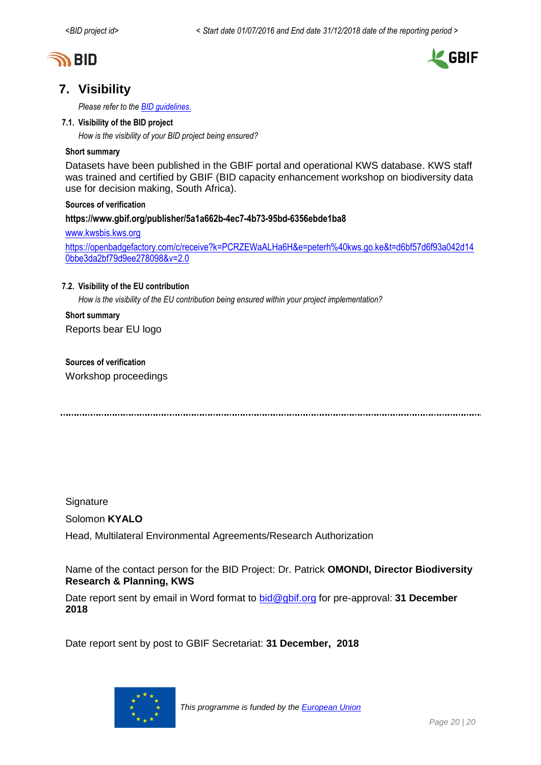# 7. Visibility

*Please refer to the [BID guidelines.](#)*

### 7.1. Visibility of the BID project

*How is the visibility of your BID project being ensured?*

**Short summary**

Datasets have been published in the GBIF portal and operational KWS database. KWS staff was trained and certified by GBIF (BID capacity enhancement workshop on biodiversity data use for decision making, South Africa).

**Sources of verification**

**https://www.gbif.org/publisher/5a1a662b-4ec7-4b73-95bd-6356ebde1ba8**

www.kwsbis.kws.org

https://openbadgefactory.com/c/receive?k=PCRZEWaALHa6H&e=peterh%40kws.go.ke&t=d6bf57d6f93a042d140bbe3da2bf79d9ee278098&v=2.0

### 7.2. Visibility of the EU contribution

*How is the visibility of the EU contribution being ensured within your project implementation?*

**Short summary**

Reports bear EU logo

**Sources of verification**

Workshop proceedings

---

Signature

Solomon **KYALO**

Head, Multilateral Environmental Agreements/Research Authorization

Name of the contact person for the BID Project: Dr. Patrick **OMONDI, Director Biodiversity Research & Planning, KWS**

Date report sent by email in Word format to bid@gbif.org for pre-approval: **31 December 2018**

Date report sent by post to GBIF Secretariat: **31 December, 2018**

*This programme is funded by the European Union*